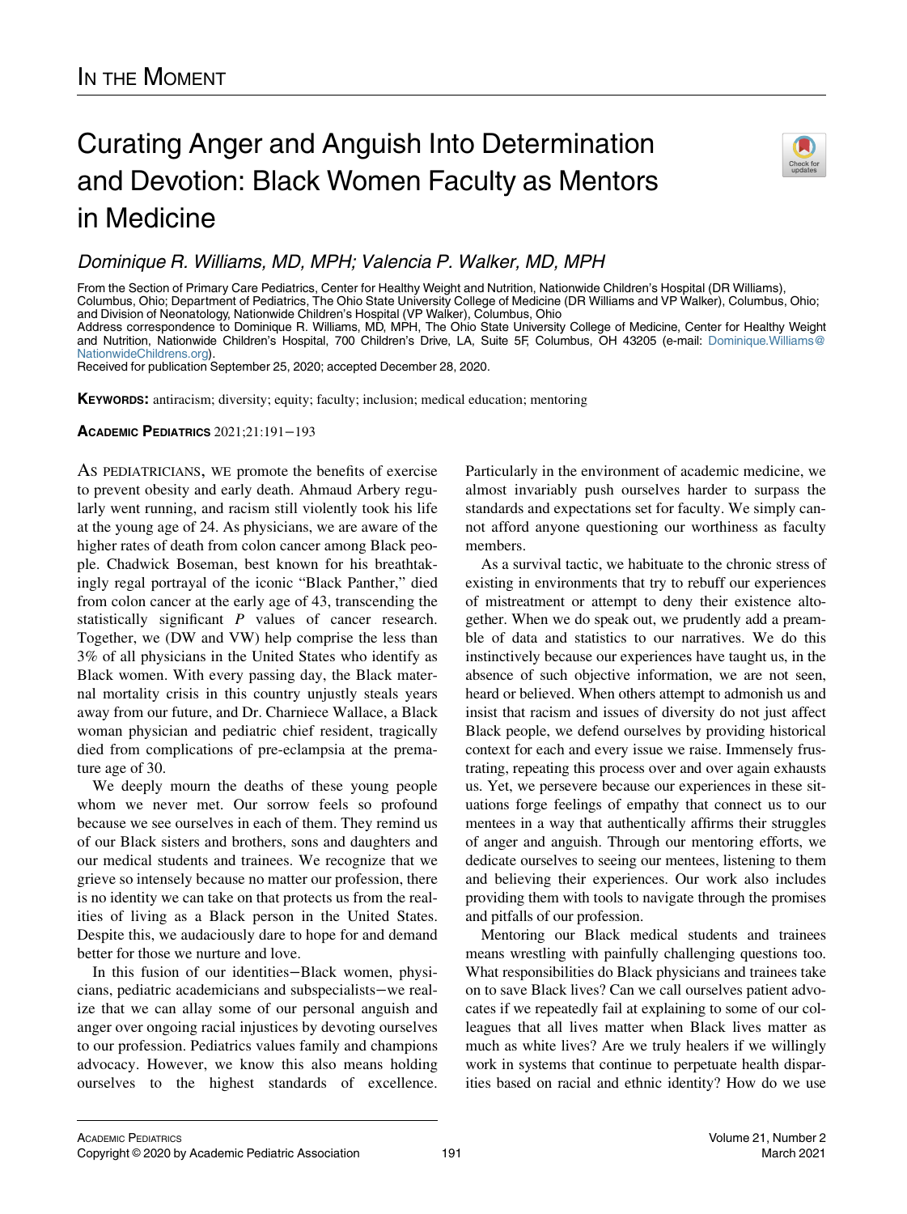IN THE MOMENT

# Curating Anger and Anguish Into Determination and Devotion: Black Women Faculty as Mentors in Medicine

*Dominique R. Williams, MD, MPH; Valencia P. Walker, MD, MPH*

From the Section of Primary Care Pediatrics, Center for Healthy Weight and Nutrition, Nationwide Children's Hospital (DR Williams), Columbus, Ohio; Department of Pediatrics, The Ohio State University College of Medicine (DR Williams and VP Walker), Columbus, Ohio; and Division of Neonatology, Nationwide Children's Hospital (VP Walker), Columbus, Ohio

Address correspondence to Dominique R. Williams, MD, MPH, The Ohio State University College of Medicine, Center for Healthy Weight and Nutrition, Nationwide Children's Hospital, 700 Children's Drive, LA, Suite 5F, Columbus, OH 43205 (e-mail: Dominique.Williams@NationwideChildrens.org).

Received for publication September 25, 2020; accepted December 28, 2020.

**KEYWORDS:** antiracism; diversity; equity; faculty; inclusion; medical education; mentoring

**ACADEMIC PEDIATRICS** 2021;21:191−193

AS PEDIATRICIANS, WE promote the benefits of exercise to prevent obesity and early death. Ahmaud Arbery regularly went running, and racism still violently took his life at the young age of 24. As physicians, we are aware of the higher rates of death from colon cancer among Black people. Chadwick Boseman, best known for his breathtakingly regal portrayal of the iconic "Black Panther," died from colon cancer at the early age of 43, transcending the statistically significant *P* values of cancer research. Together, we (DW and VW) help comprise the less than 3% of all physicians in the United States who identify as Black women. With every passing day, the Black maternal mortality crisis in this country unjustly steals years away from our future, and Dr. Charniece Wallace, a Black woman physician and pediatric chief resident, tragically died from complications of pre-eclampsia at the premature age of 30.

We deeply mourn the deaths of these young people whom we never met. Our sorrow feels so profound because we see ourselves in each of them. They remind us of our Black sisters and brothers, sons and daughters and our medical students and trainees. We recognize that we grieve so intensely because no matter our profession, there is no identity we can take on that protects us from the realities of living as a Black person in the United States. Despite this, we audaciously dare to hope for and demand better for those we nurture and love.

In this fusion of our identities−Black women, physicians, pediatric academicians and subspecialists−we realize that we can allay some of our personal anguish and anger over ongoing racial injustices by devoting ourselves to our profession. Pediatrics values family and champions advocacy. However, we know this also means holding ourselves to the highest standards of excellence. Particularly in the environment of academic medicine, we almost invariably push ourselves harder to surpass the standards and expectations set for faculty. We simply cannot afford anyone questioning our worthiness as faculty members.

As a survival tactic, we habituate to the chronic stress of existing in environments that try to rebuff our experiences of mistreatment or attempt to deny their existence altogether. When we do speak out, we prudently add a preamble of data and statistics to our narratives. We do this instinctively because our experiences have taught us, in the absence of such objective information, we are not seen, heard or believed. When others attempt to admonish us and insist that racism and issues of diversity do not just affect Black people, we defend ourselves by providing historical context for each and every issue we raise. Immensely frustrating, repeating this process over and over again exhausts us. Yet, we persevere because our experiences in these situations forge feelings of empathy that connect us to our mentees in a way that authentically affirms their struggles of anger and anguish. Through our mentoring efforts, we dedicate ourselves to seeing our mentees, listening to them and believing their experiences. Our work also includes providing them with tools to navigate through the promises and pitfalls of our profession.

Mentoring our Black medical students and trainees means wrestling with painfully challenging questions too. What responsibilities do Black physicians and trainees take on to save Black lives? Can we call ourselves patient advocates if we repeatedly fail at explaining to some of our colleagues that all lives matter when Black lives matter as much as white lives? Are we truly healers if we willingly work in systems that continue to perpetuate health disparities based on racial and ethnic identity? How do we use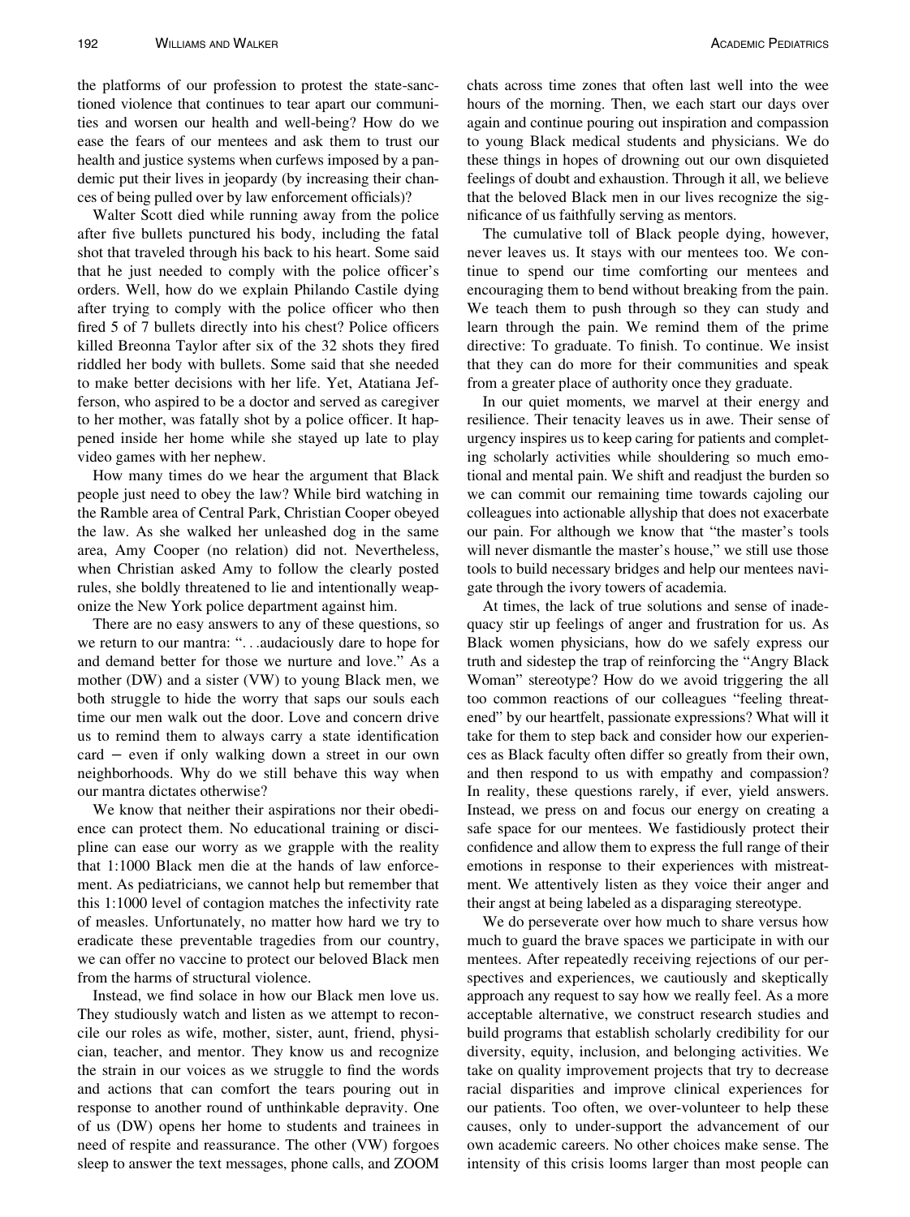the platforms of our profession to protest the state-sanctioned violence that continues to tear apart our communities and worsen our health and well-being? How do we ease the fears of our mentees and ask them to trust our health and justice systems when curfews imposed by a pandemic put their lives in jeopardy (by increasing their chances of being pulled over by law enforcement officials)?

Walter Scott died while running away from the police after five bullets punctured his body, including the fatal shot that traveled through his back to his heart. Some said that he just needed to comply with the police officer's orders. Well, how do we explain Philando Castile dying after trying to comply with the police officer who then fired 5 of 7 bullets directly into his chest? Police officers killed Breonna Taylor after six of the 32 shots they fired riddled her body with bullets. Some said that she needed to make better decisions with her life. Yet, Atatiana Jefferson, who aspired to be a doctor and served as caregiver to her mother, was fatally shot by a police officer. It happened inside her home while she stayed up late to play video games with her nephew.

How many times do we hear the argument that Black people just need to obey the law? While bird watching in the Ramble area of Central Park, Christian Cooper obeyed the law. As she walked her unleashed dog in the same area, Amy Cooper (no relation) did not. Nevertheless, when Christian asked Amy to follow the clearly posted rules, she boldly threatened to lie and intentionally weaponize the New York police department against him.

There are no easy answers to any of these questions, so we return to our mantra: "...audaciously dare to hope for and demand better for those we nurture and love." As a mother (DW) and a sister (VW) to young Black men, we both struggle to hide the worry that saps our souls each time our men walk out the door. Love and concern drive us to remind them to always carry a state identification card – even if only walking down a street in our own neighborhoods. Why do we still behave this way when our mantra dictates otherwise?

We know that neither their aspirations nor their obedience can protect them. No educational training or discipline can ease our worry as we grapple with the reality that 1:1000 Black men die at the hands of law enforcement. As pediatricians, we cannot help but remember that this 1:1000 level of contagion matches the infectivity rate of measles. Unfortunately, no matter how hard we try to eradicate these preventable tragedies from our country, we can offer no vaccine to protect our beloved Black men from the harms of structural violence.

Instead, we find solace in how our Black men love us. They studiously watch and listen as we attempt to reconcile our roles as wife, mother, sister, aunt, friend, physician, teacher, and mentor. They know us and recognize the strain in our voices as we struggle to find the words and actions that can comfort the tears pouring out in response to another round of unthinkable depravity. One of us (DW) opens her home to students and trainees in need of respite and reassurance. The other (VW) forgoes sleep to answer the text messages, phone calls, and ZOOM chats across time zones that often last well into the wee hours of the morning. Then, we each start our days over again and continue pouring out inspiration and compassion to young Black medical students and physicians. We do these things in hopes of drowning out our own disquieted feelings of doubt and exhaustion. Through it all, we believe that the beloved Black men in our lives recognize the significance of us faithfully serving as mentors.

The cumulative toll of Black people dying, however, never leaves us. It stays with our mentees too. We continue to spend our time comforting our mentees and encouraging them to bend without breaking from the pain. We teach them to push through so they can study and learn through the pain. We remind them of the prime directive: To graduate. To finish. To continue. We insist that they can do more for their communities and speak from a greater place of authority once they graduate.

In our quiet moments, we marvel at their energy and resilience. Their tenacity leaves us in awe. Their sense of urgency inspires us to keep caring for patients and completing scholarly activities while shouldering so much emotional and mental pain. We shift and readjust the burden so we can commit our remaining time towards cajoling our colleagues into actionable allyship that does not exacerbate our pain. For although we know that "the master's tools will never dismantle the master's house," we still use those tools to build necessary bridges and help our mentees navigate through the ivory towers of academia.

At times, the lack of true solutions and sense of inadequacy stir up feelings of anger and frustration for us. As Black women physicians, how do we safely express our truth and sidestep the trap of reinforcing the "Angry Black Woman" stereotype? How do we avoid triggering the all too common reactions of our colleagues "feeling threatened" by our heartfelt, passionate expressions? What will it take for them to step back and consider how our experiences as Black faculty often differ so greatly from their own, and then respond to us with empathy and compassion? In reality, these questions rarely, if ever, yield answers. Instead, we press on and focus our energy on creating a safe space for our mentees. We fastidiously protect their confidence and allow them to express the full range of their emotions in response to their experiences with mistreatment. We attentively listen as they voice their anger and their angst at being labeled as a disparaging stereotype.

We do perseverate over how much to share versus how much to guard the brave spaces we participate in with our mentees. After repeatedly receiving rejections of our perspectives and experiences, we cautiously and skeptically approach any request to say how we really feel. As a more acceptable alternative, we construct research studies and build programs that establish scholarly credibility for our diversity, equity, inclusion, and belonging activities. We take on quality improvement projects that try to decrease racial disparities and improve clinical experiences for our patients. Too often, we over-volunteer to help these causes, only to under-support the advancement of our own academic careers. No other choices make sense. The intensity of this crisis looms larger than most people can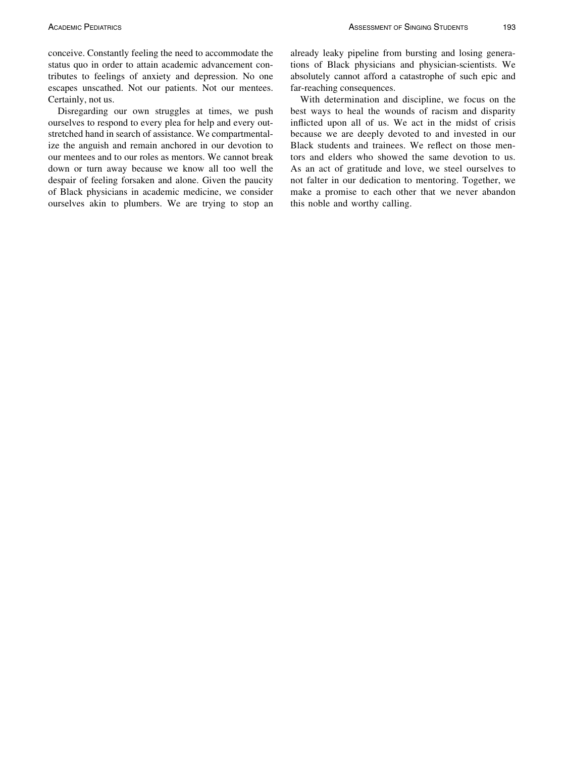conceive. Constantly feeling the need to accommodate the status quo in order to attain academic advancement contributes to feelings of anxiety and depression. No one escapes unscathed. Not our patients. Not our mentees. Certainly, not us.

Disregarding our own struggles at times, we push ourselves to respond to every plea for help and every outstretched hand in search of assistance. We compartmentalize the anguish and remain anchored in our devotion to our mentees and to our roles as mentors. We cannot break down or turn away because we know all too well the despair of feeling forsaken and alone. Given the paucity of Black physicians in academic medicine, we consider ourselves akin to plumbers. We are trying to stop an already leaky pipeline from bursting and losing generations of Black physicians and physician-scientists. We absolutely cannot afford a catastrophe of such epic and far-reaching consequences.

With determination and discipline, we focus on the best ways to heal the wounds of racism and disparity inflicted upon all of us. We act in the midst of crisis because we are deeply devoted to and invested in our Black students and trainees. We reflect on those mentors and elders who showed the same devotion to us. As an act of gratitude and love, we steel ourselves to not falter in our dedication to mentoring. Together, we make a promise to each other that we never abandon this noble and worthy calling.